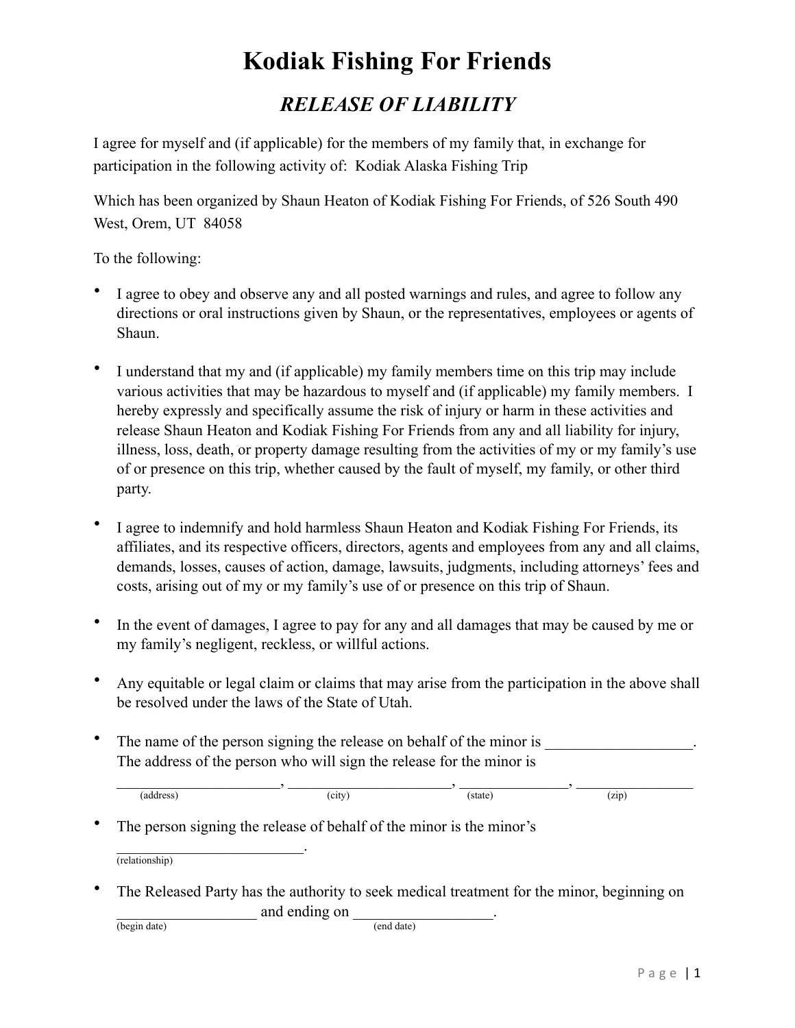# Kodiak Fishing For Friends

## *RELEASE OF LIABILITY*

I agree for myself and (if applicable) for the members of my family that, in exchange for participation in the following activity of: Kodiak Alaska Fishing Trip

Which has been organized by Shaun Heaton of Kodiak Fishing For Friends, of 526 South 490 West, Orem, UT 84058

To the following:

- I agree to obey and observe any and all posted warnings and rules, and agree to follow any directions or oral instructions given by Shaun, or the representatives, employees or agents of Shaun.

- I understand that my and (if applicable) my family members time on this trip may include various activities that may be hazardous to myself and (if applicable) my family members. I hereby expressly and specifically assume the risk of injury or harm in these activities and release Shaun Heaton and Kodiak Fishing For Friends from any and all liability for injury, illness, loss, death, or property damage resulting from the activities of my or my family's use of or presence on this trip, whether caused by the fault of myself, my family, or other third party.

- I agree to indemnify and hold harmless Shaun Heaton and Kodiak Fishing For Friends, its affiliates, and its respective officers, directors, agents and employees from any and all claims, demands, losses, causes of action, damage, lawsuits, judgments, including attorneys' fees and costs, arising out of my or my family's use of or presence on this trip of Shaun.

- In the event of damages, I agree to pay for any and all damages that may be caused by me or my family's negligent, reckless, or willful actions.

- Any equitable or legal claim or claims that may arise from the participation in the above shall be resolved under the laws of the State of Utah.

- The name of the person signing the release on behalf of the minor is ___________________. The address of the person who will sign the release for the minor is

  ______________________, ______________________, _______________, ________________
  (address) (city) (state) (zip)

- The person signing the release of behalf of the minor is the minor's

  ________________________.
  (relationship)

- The Released Party has the authority to seek medical treatment for the minor, beginning on __________________ and ending on __________________.
  (begin date) (end date)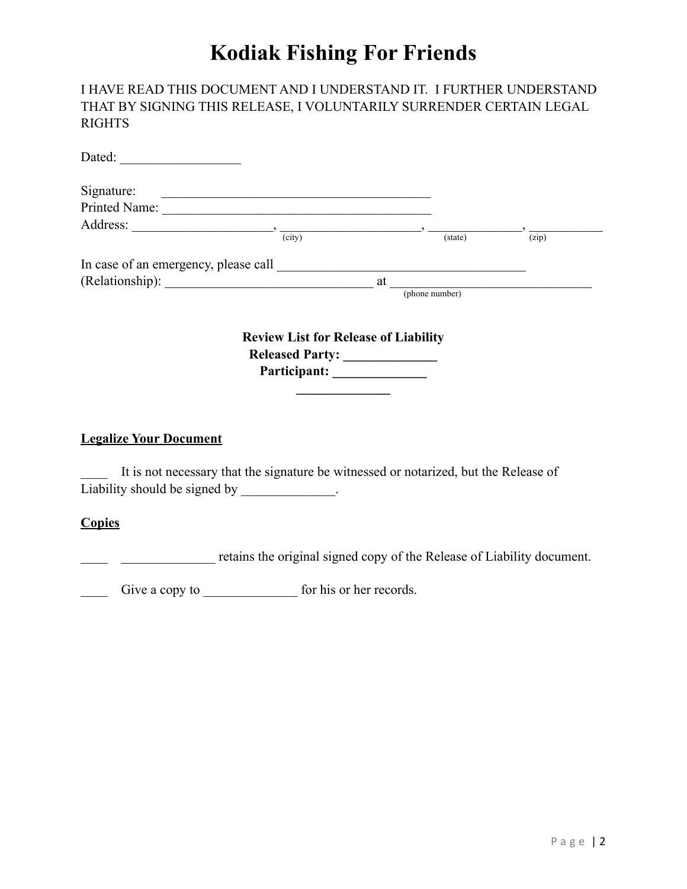# Kodiak Fishing For Friends

I HAVE READ THIS DOCUMENT AND I UNDERSTAND IT. I FURTHER UNDERSTAND THAT BY SIGNING THIS RELEASE, I VOLUNTARILY SURRENDER CERTAIN LEGAL RIGHTS

Dated: ___________________

Signature: _________________________________________
Printed Name: _________________________________________
Address: _____________________, _____________________, _______________, ____________
(city) (state) (zip)

In case of an emergency, please call ______________________________________
(Relationship): ________________________________ at ______________________________
(phone number)

**Review List for Release of Liability**
**Released Party: ______________**
**Participant: ______________**
**______________**

**Legalize Your Document**

____ It is not necessary that the signature be witnessed or notarized, but the Release of Liability should be signed by ______________.

**Copies**

____ ______________ retains the original signed copy of the Release of Liability document.

____ Give a copy to ______________ for his or her records.